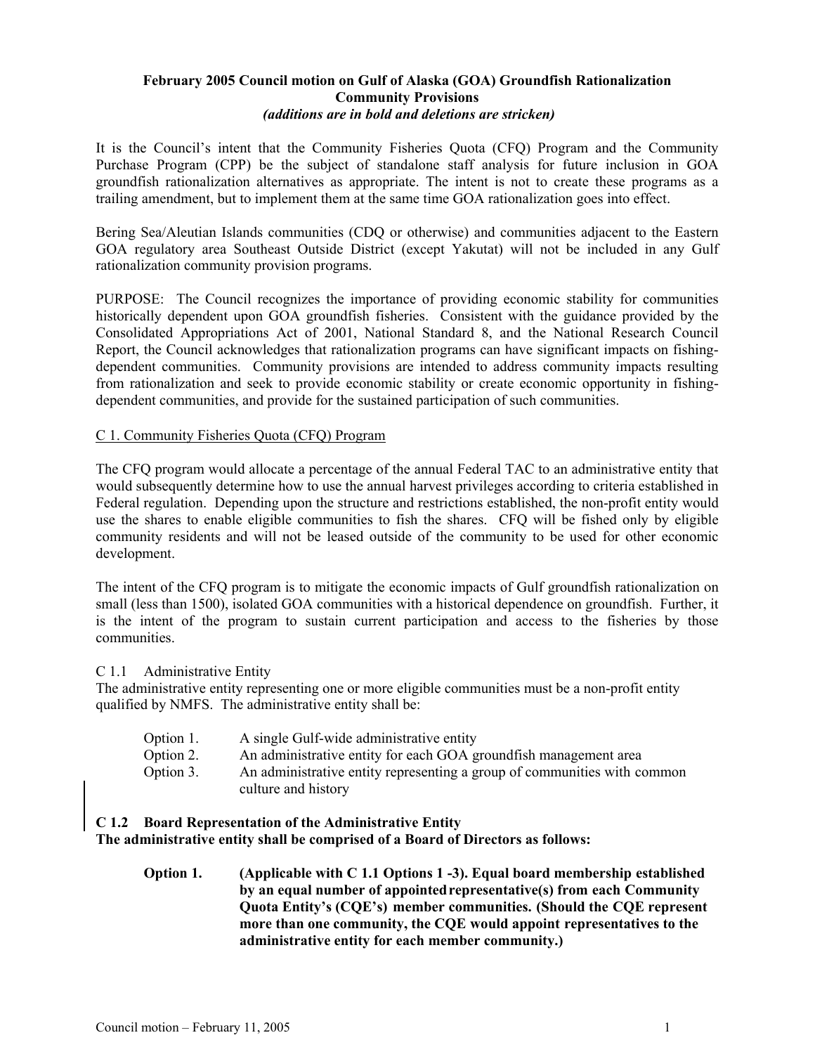**February 2005 Council motion on Gulf of Alaska (GOA) Groundfish Rationalization Community Provisions**
***(additions are in bold and deletions are stricken)***

It is the Council's intent that the Community Fisheries Quota (CFQ) Program and the Community Purchase Program (CPP) be the subject of standalone staff analysis for future inclusion in GOA groundfish rationalization alternatives as appropriate. The intent is not to create these programs as a trailing amendment, but to implement them at the same time GOA rationalization goes into effect.

Bering Sea/Aleutian Islands communities (CDQ or otherwise) and communities adjacent to the Eastern GOA regulatory area Southeast Outside District (except Yakutat) will not be included in any Gulf rationalization community provision programs.

PURPOSE: The Council recognizes the importance of providing economic stability for communities historically dependent upon GOA groundfish fisheries. Consistent with the guidance provided by the Consolidated Appropriations Act of 2001, National Standard 8, and the National Research Council Report, the Council acknowledges that rationalization programs can have significant impacts on fishing-dependent communities. Community provisions are intended to address community impacts resulting from rationalization and seek to provide economic stability or create economic opportunity in fishing-dependent communities, and provide for the sustained participation of such communities.

<u>C 1. Community Fisheries Quota (CFQ) Program</u>

The CFQ program would allocate a percentage of the annual Federal TAC to an administrative entity that would subsequently determine how to use the annual harvest privileges according to criteria established in Federal regulation. Depending upon the structure and restrictions established, the non-profit entity would use the shares to enable eligible communities to fish the shares. CFQ will be fished only by eligible community residents and will not be leased outside of the community to be used for other economic development.

The intent of the CFQ program is to mitigate the economic impacts of Gulf groundfish rationalization on small (less than 1500), isolated GOA communities with a historical dependence on groundfish. Further, it is the intent of the program to sustain current participation and access to the fisheries by those communities.

C 1.1 Administrative Entity

The administrative entity representing one or more eligible communities must be a non-profit entity qualified by NMFS. The administrative entity shall be:

- Option 1. A single Gulf-wide administrative entity
- Option 2. An administrative entity for each GOA groundfish management area
- Option 3. An administrative entity representing a group of communities with common culture and history

**C 1.2 Board Representation of the Administrative Entity**

**The administrative entity shall be comprised of a Board of Directors as follows:**

- **Option 1. (Applicable with C 1.1 Options 1 -3). Equal board membership established by an equal number of appointed representative(s) from each Community Quota Entity's (CQE's) member communities. (Should the CQE represent more than one community, the CQE would appoint representatives to the administrative entity for each member community.)**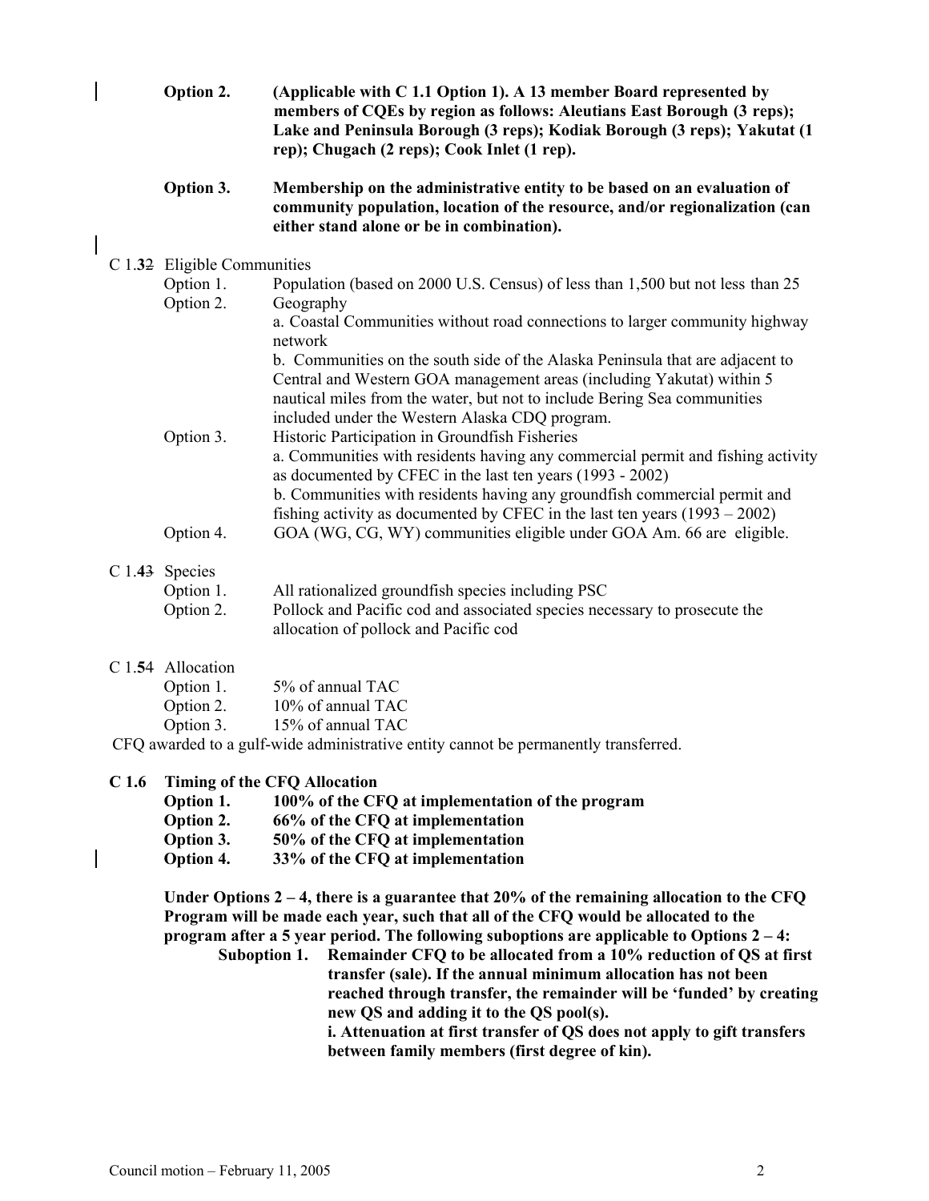**Option 2.** **(Applicable with C 1.1 Option 1). A 13 member Board represented by members of CQEs by region as follows: Aleutians East Borough (3 reps); Lake and Peninsula Borough (3 reps); Kodiak Borough (3 reps); Yakutat (1 rep); Chugach (2 reps); Cook Inlet (1 rep).**

**Option 3.** **Membership on the administrative entity to be based on an evaluation of community population, location of the resource, and/or regionalization (can either stand alone or be in combination).**

C 1.**3**~~2~~ Eligible Communities

- Option 1. Population (based on 2000 U.S. Census) of less than 1,500 but not less than 25
- Option 2. Geography
  - a. Coastal Communities without road connections to larger community highway network
  - b. Communities on the south side of the Alaska Peninsula that are adjacent to Central and Western GOA management areas (including Yakutat) within 5 nautical miles from the water, but not to include Bering Sea communities included under the Western Alaska CDQ program.
- Option 3. Historic Participation in Groundfish Fisheries
  - a. Communities with residents having any commercial permit and fishing activity as documented by CFEC in the last ten years (1993 - 2002)
  - b. Communities with residents having any groundfish commercial permit and fishing activity as documented by CFEC in the last ten years (1993 – 2002)
- Option 4. GOA (WG, CG, WY) communities eligible under GOA Am. 66 are eligible.

C 1.**4**~~3~~ Species

- Option 1. All rationalized groundfish species including PSC
- Option 2. Pollock and Pacific cod and associated species necessary to prosecute the allocation of pollock and Pacific cod

C 1.**5**~~4~~ Allocation

- Option 1. 5% of annual TAC
- Option 2. 10% of annual TAC
- Option 3. 15% of annual TAC

CFQ awarded to a gulf-wide administrative entity cannot be permanently transferred.

**C 1.6 Timing of the CFQ Allocation**

- **Option 1. 100% of the CFQ at implementation of the program**
- **Option 2. 66% of the CFQ at implementation**
- **Option 3. 50% of the CFQ at implementation**
- **Option 4. 33% of the CFQ at implementation**

**Under Options 2 – 4, there is a guarantee that 20% of the remaining allocation to the CFQ Program will be made each year, such that all of the CFQ would be allocated to the program after a 5 year period. The following suboptions are applicable to Options 2 – 4:**

**Suboption 1. Remainder CFQ to be allocated from a 10% reduction of QS at first transfer (sale). If the annual minimum allocation has not been reached through transfer, the remainder will be 'funded' by creating new QS and adding it to the QS pool(s).**

**i. Attenuation at first transfer of QS does not apply to gift transfers between family members (first degree of kin).**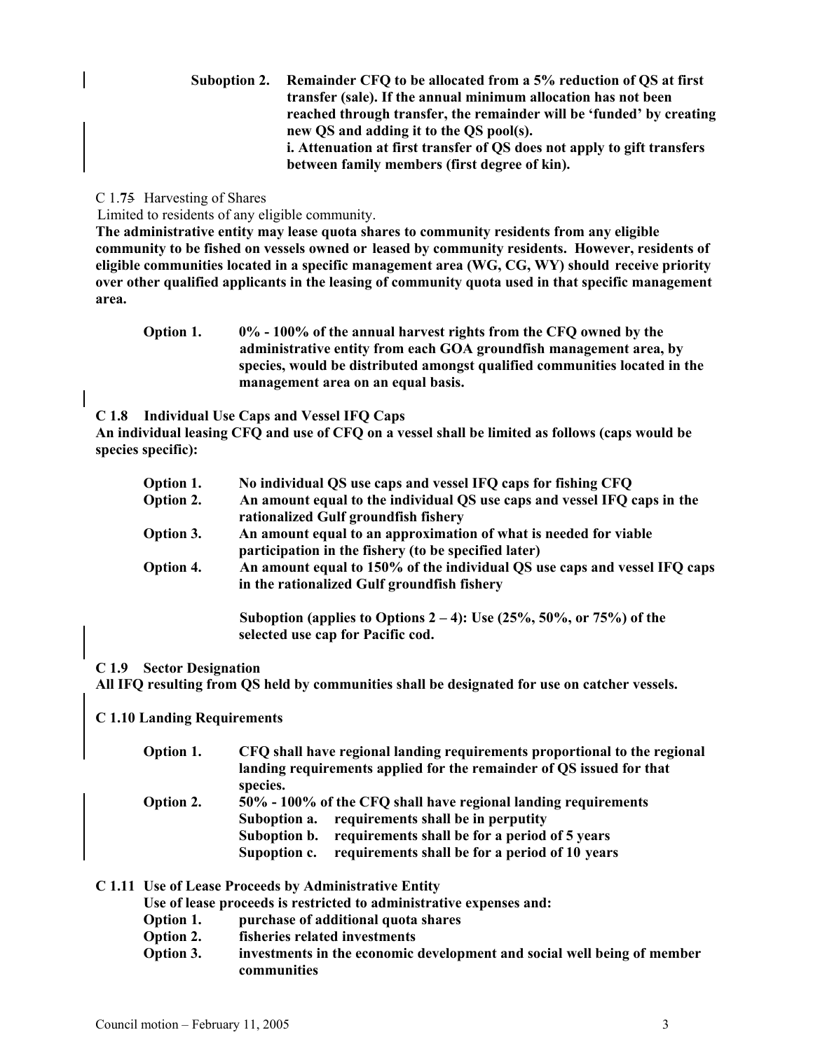**Suboption 2. Remainder CFQ to be allocated from a 5% reduction of QS at first transfer (sale). If the annual minimum allocation has not been reached through transfer, the remainder will be 'funded' by creating new QS and adding it to the QS pool(s).**
**i. Attenuation at first transfer of QS does not apply to gift transfers between family members (first degree of kin).**

C 1.~~5~~**7** Harvesting of Shares

Limited to residents of any eligible community.

**The administrative entity may lease quota shares to community residents from any eligible community to be fished on vessels owned or leased by community residents. However, residents of eligible communities located in a specific management area (WG, CG, WY) should receive priority over other qualified applicants in the leasing of community quota used in that specific management area.**

**Option 1. 0% - 100% of the annual harvest rights from the CFQ owned by the administrative entity from each GOA groundfish management area, by species, would be distributed amongst qualified communities located in the management area on an equal basis.**

**C 1.8 Individual Use Caps and Vessel IFQ Caps**

**An individual leasing CFQ and use of CFQ on a vessel shall be limited as follows (caps would be species specific):**

**Option 1. No individual QS use caps and vessel IFQ caps for fishing CFQ**
**Option 2. An amount equal to the individual QS use caps and vessel IFQ caps in the rationalized Gulf groundfish fishery**
**Option 3. An amount equal to an approximation of what is needed for viable participation in the fishery (to be specified later)**
**Option 4. An amount equal to 150% of the individual QS use caps and vessel IFQ caps in the rationalized Gulf groundfish fishery**

**Suboption (applies to Options 2 – 4): Use (25%, 50%, or 75%) of the selected use cap for Pacific cod.**

**C 1.9 Sector Designation**

**All IFQ resulting from QS held by communities shall be designated for use on catcher vessels.**

**C 1.10 Landing Requirements**

**Option 1. CFQ shall have regional landing requirements proportional to the regional landing requirements applied for the remainder of QS issued for that species.**
**Option 2. 50% - 100% of the CFQ shall have regional landing requirements**
**Suboption a. requirements shall be in perputity**
**Suboption b. requirements shall be for a period of 5 years**
**Supoption c. requirements shall be for a period of 10 years**

**C 1.11 Use of Lease Proceeds by Administrative Entity**

**Use of lease proceeds is restricted to administrative expenses and:**
**Option 1. purchase of additional quota shares**
**Option 2. fisheries related investments**
**Option 3. investments in the economic development and social well being of member communities**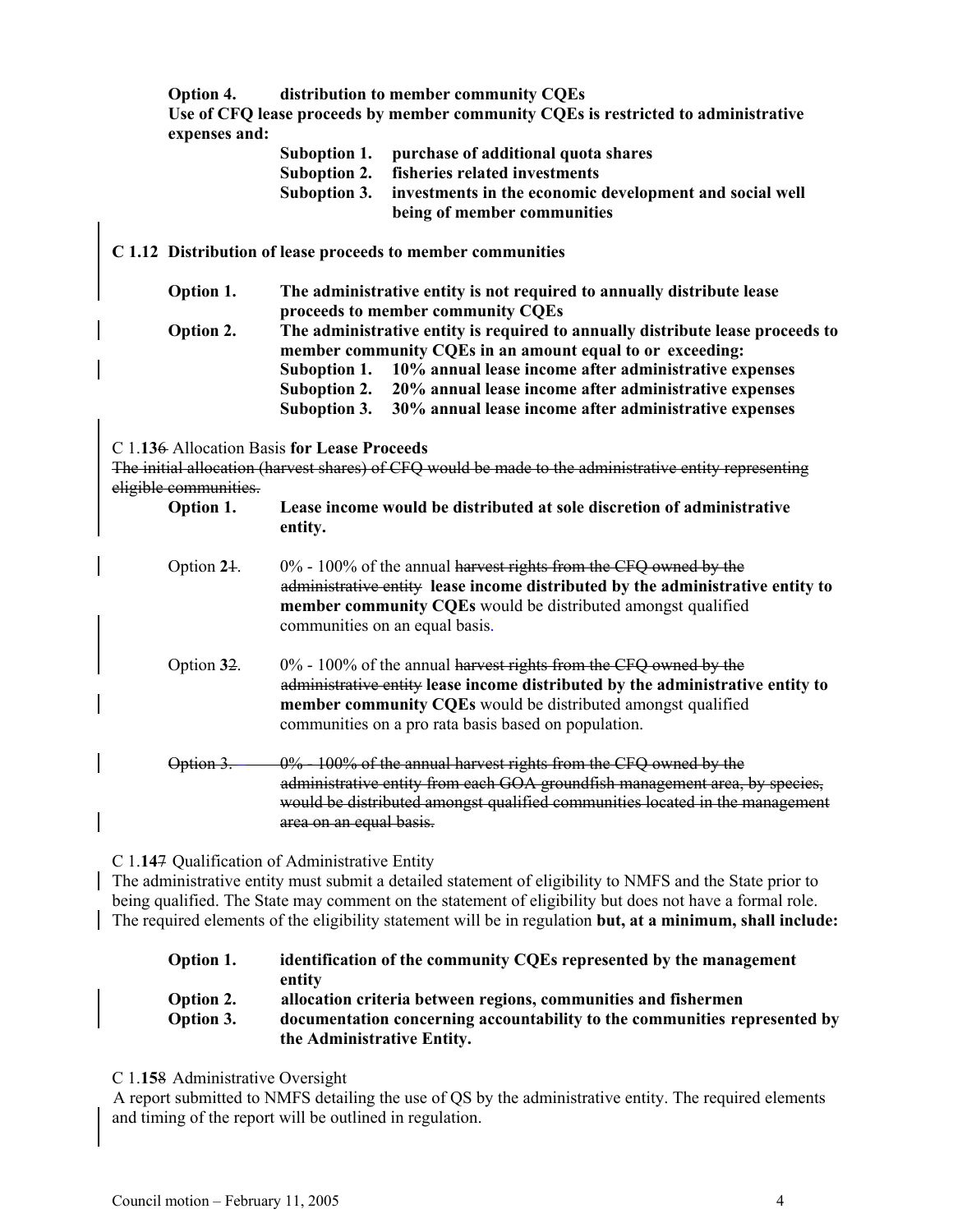**Option 4. distribution to member community CQEs**
**Use of CFQ lease proceeds by member community CQEs is restricted to administrative expenses and:**

- **Suboption 1. purchase of additional quota shares**
- **Suboption 2. fisheries related investments**
- **Suboption 3. investments in the economic development and social well being of member communities**

**C 1.12 Distribution of lease proceeds to member communities**

**Option 1. The administrative entity is not required to annually distribute lease proceeds to member community CQEs**

**Option 2. The administrative entity is required to annually distribute lease proceeds to member community CQEs in an amount equal to or exceeding:**

- **Suboption 1. 10% annual lease income after administrative expenses**
- **Suboption 2. 20% annual lease income after administrative expenses**
- **Suboption 3. 30% annual lease income after administrative expenses**

C 1.**13**~~6~~ Allocation Basis **for Lease Proceeds**
~~The initial allocation (harvest shares) of CFQ would be made to the administrative entity representing eligible communities.~~

**Option 1. Lease income would be distributed at sole discretion of administrative entity.**

Option **2**~~1~~. 0% - 100% of the annual ~~harvest rights from the CFQ owned by the administrative entity~~ **lease income distributed by the administrative entity to member community CQEs** would be distributed amongst qualified communities on an equal basis.

Option **3**~~2~~. 0% - 100% of the annual ~~harvest rights from the CFQ owned by the administrative entity~~ **lease income distributed by the administrative entity to member community CQEs** would be distributed amongst qualified communities on a pro rata basis based on population.

~~Option 3. 0% - 100% of the annual harvest rights from the CFQ owned by the administrative entity from each GOA groundfish management area, by species, would be distributed amongst qualified communities located in the management area on an equal basis.~~

C 1.**14**~~7~~ Qualification of Administrative Entity
The administrative entity must submit a detailed statement of eligibility to NMFS and the State prior to being qualified. The State may comment on the statement of eligibility but does not have a formal role. The required elements of the eligibility statement will be in regulation **but, at a minimum, shall include:**

**Option 1. identification of the community CQEs represented by the management entity**

**Option 2. allocation criteria between regions, communities and fishermen**

**Option 3. documentation concerning accountability to the communities represented by the Administrative Entity.**

C 1.**15**~~8~~ Administrative Oversight
A report submitted to NMFS detailing the use of QS by the administrative entity. The required elements and timing of the report will be outlined in regulation.

Council motion – February 11, 2005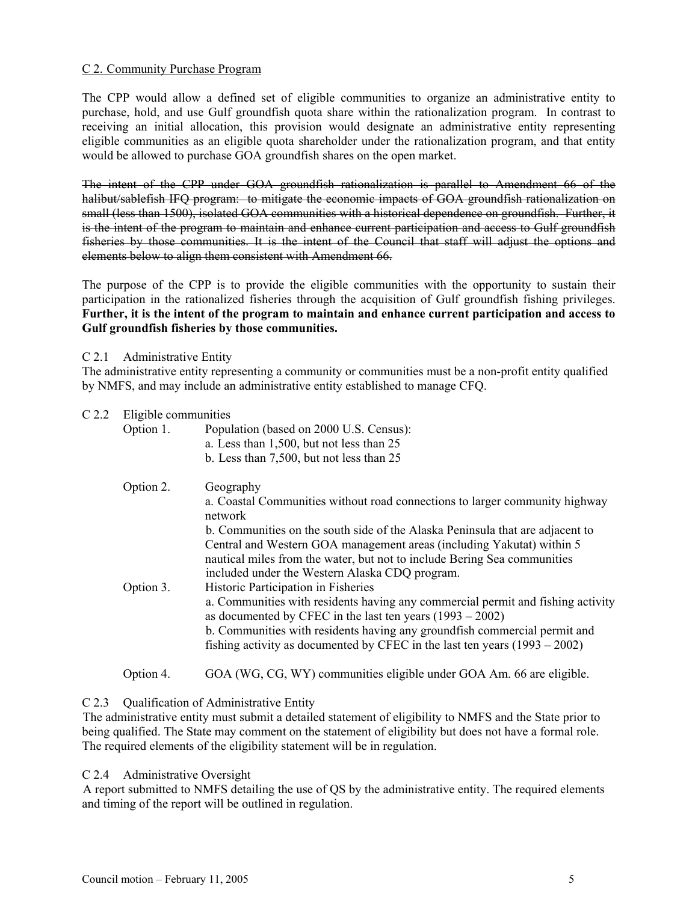C 2. Community Purchase Program

The CPP would allow a defined set of eligible communities to organize an administrative entity to purchase, hold, and use Gulf groundfish quota share within the rationalization program. In contrast to receiving an initial allocation, this provision would designate an administrative entity representing eligible communities as an eligible quota shareholder under the rationalization program, and that entity would be allowed to purchase GOA groundfish shares on the open market.

~~The intent of the CPP under GOA groundfish rationalization is parallel to Amendment 66 of the halibut/sablefish IFQ program: to mitigate the economic impacts of GOA groundfish rationalization on small (less than 1500), isolated GOA communities with a historical dependence on groundfish. Further, it is the intent of the program to maintain and enhance current participation and access to Gulf groundfish fisheries by those communities. It is the intent of the Council that staff will adjust the options and elements below to align them consistent with Amendment 66.~~

The purpose of the CPP is to provide the eligible communities with the opportunity to sustain their participation in the rationalized fisheries through the acquisition of Gulf groundfish fishing privileges. **Further, it is the intent of the program to maintain and enhance current participation and access to Gulf groundfish fisheries by those communities.**

C 2.1 Administrative Entity
The administrative entity representing a community or communities must be a non-profit entity qualified by NMFS, and may include an administrative entity established to manage CFQ.

C 2.2 Eligible communities

Option 1. Population (based on 2000 U.S. Census):
- a. Less than 1,500, but not less than 25
- b. Less than 7,500, but not less than 25

Option 2. Geography
- a. Coastal Communities without road connections to larger community highway network
- b. Communities on the south side of the Alaska Peninsula that are adjacent to Central and Western GOA management areas (including Yakutat) within 5 nautical miles from the water, but not to include Bering Sea communities included under the Western Alaska CDQ program.

Option 3. Historic Participation in Fisheries
- a. Communities with residents having any commercial permit and fishing activity as documented by CFEC in the last ten years (1993 – 2002)
- b. Communities with residents having any groundfish commercial permit and fishing activity as documented by CFEC in the last ten years (1993 – 2002)

Option 4. GOA (WG, CG, WY) communities eligible under GOA Am. 66 are eligible.

C 2.3 Qualification of Administrative Entity
The administrative entity must submit a detailed statement of eligibility to NMFS and the State prior to being qualified. The State may comment on the statement of eligibility but does not have a formal role. The required elements of the eligibility statement will be in regulation.

C 2.4 Administrative Oversight
A report submitted to NMFS detailing the use of QS by the administrative entity. The required elements and timing of the report will be outlined in regulation.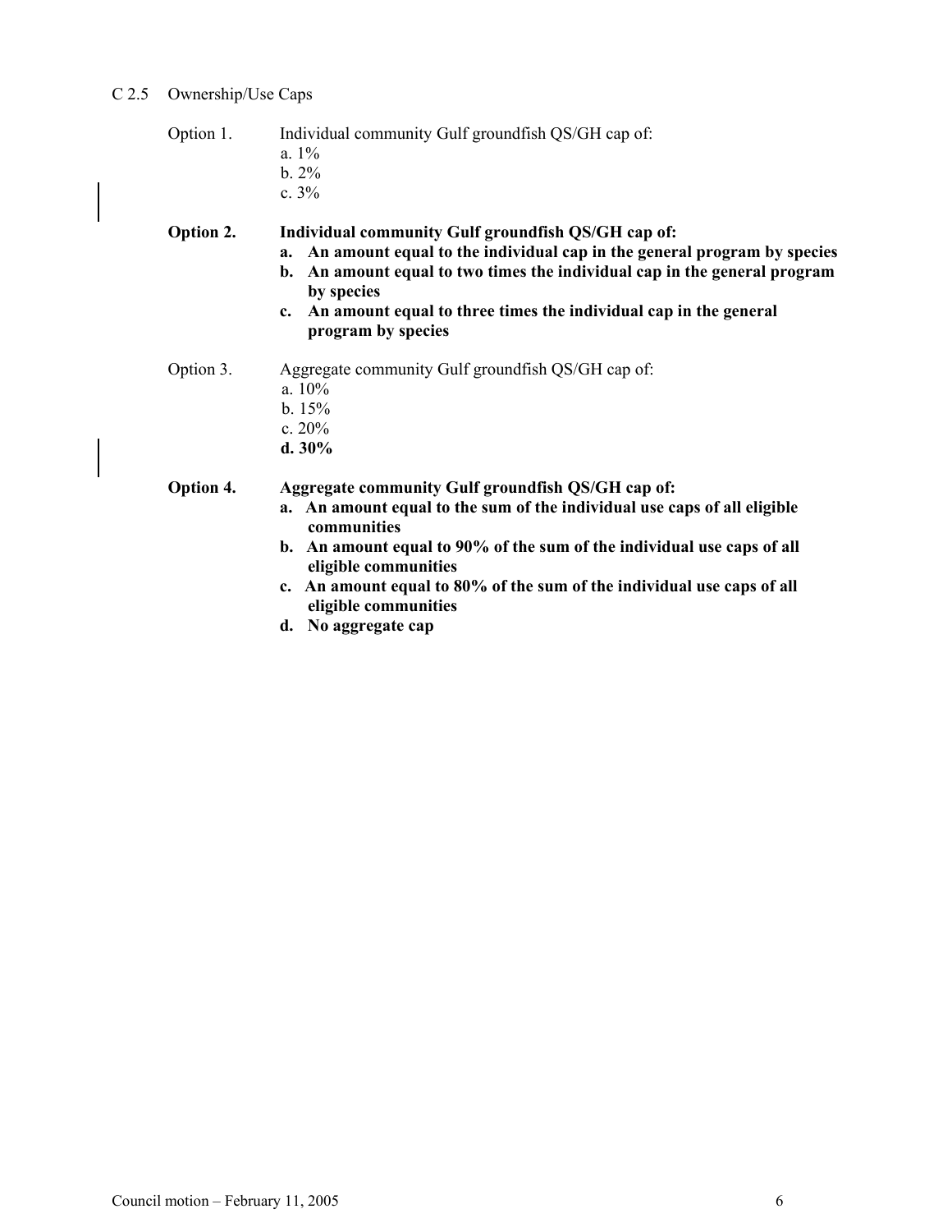C 2.5 Ownership/Use Caps

Option 1. Individual community Gulf groundfish QS/GH cap of:
- a. 1%
- b. 2%
- c. 3%

**Option 2. Individual community Gulf groundfish QS/GH cap of:**
- **a. An amount equal to the individual cap in the general program by species**
- **b. An amount equal to two times the individual cap in the general program by species**
- **c. An amount equal to three times the individual cap in the general program by species**

Option 3. Aggregate community Gulf groundfish QS/GH cap of:
- a. 10%
- b. 15%
- c. 20%
- **d. 30%**

**Option 4. Aggregate community Gulf groundfish QS/GH cap of:**
- **a. An amount equal to the sum of the individual use caps of all eligible communities**
- **b. An amount equal to 90% of the sum of the individual use caps of all eligible communities**
- **c. An amount equal to 80% of the sum of the individual use caps of all eligible communities**
- **d. No aggregate cap**

Council motion – February 11, 2005